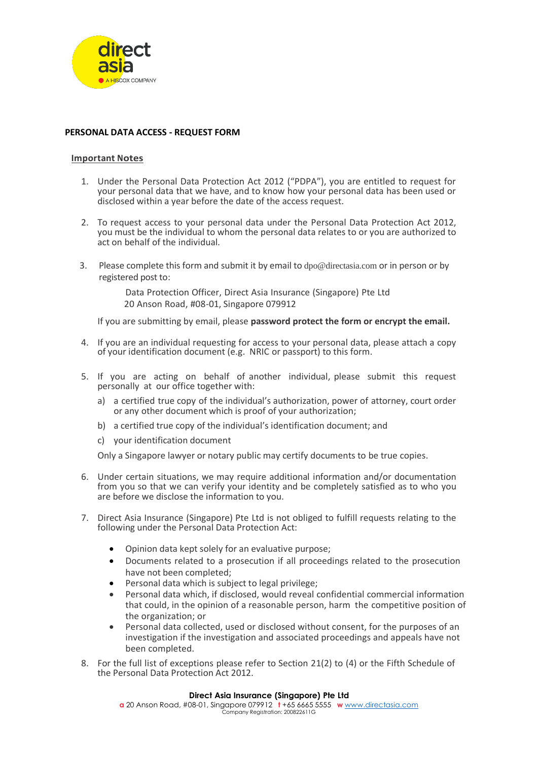## PERSONAL DATA ACCESS - REQUEST FORM

### Important Notes

1. Under the Personal Data Protection Act 2012 ("PDPA"), you are entitled to request for your personal data that we have, and to know how your personal data has been used or disclosed within a year before the date of the access request.

2. To request access to your personal data under the Personal Data Protection Act 2012, you must be the individual to whom the personal data relates to or you are authorized to act on behalf of the individual.

3. Please complete this form and submit it by email to dpo@directasia.com or in person or by registered post to:

   Data Protection Officer, Direct Asia Insurance (Singapore) Pte Ltd
   20 Anson Road, #08-01, Singapore 079912

   If you are submitting by email, please **password protect the form or encrypt the email.**

4. If you are an individual requesting for access to your personal data, please attach a copy of your identification document (e.g. NRIC or passport) to this form.

5. If you are acting on behalf of another individual, please submit this request personally at our office together with:

   a) a certified true copy of the individual's authorization, power of attorney, court order or any other document which is proof of your authorization;

   b) a certified true copy of the individual's identification document; and

   c) your identification document

   Only a Singapore lawyer or notary public may certify documents to be true copies.

6. Under certain situations, we may require additional information and/or documentation from you so that we can verify your identity and be completely satisfied as to who you are before we disclose the information to you.

7. Direct Asia Insurance (Singapore) Pte Ltd is not obliged to fulfill requests relating to the following under the Personal Data Protection Act:

   - Opinion data kept solely for an evaluative purpose;
   - Documents related to a prosecution if all proceedings related to the prosecution have not been completed;
   - Personal data which is subject to legal privilege;
   - Personal data which, if disclosed, would reveal confidential commercial information that could, in the opinion of a reasonable person, harm the competitive position of the organization; or
   - Personal data collected, used or disclosed without consent, for the purposes of an investigation if the investigation and associated proceedings and appeals have not been completed.

8. For the full list of exceptions please refer to Section 21(2) to (4) or the Fifth Schedule of the Personal Data Protection Act 2012.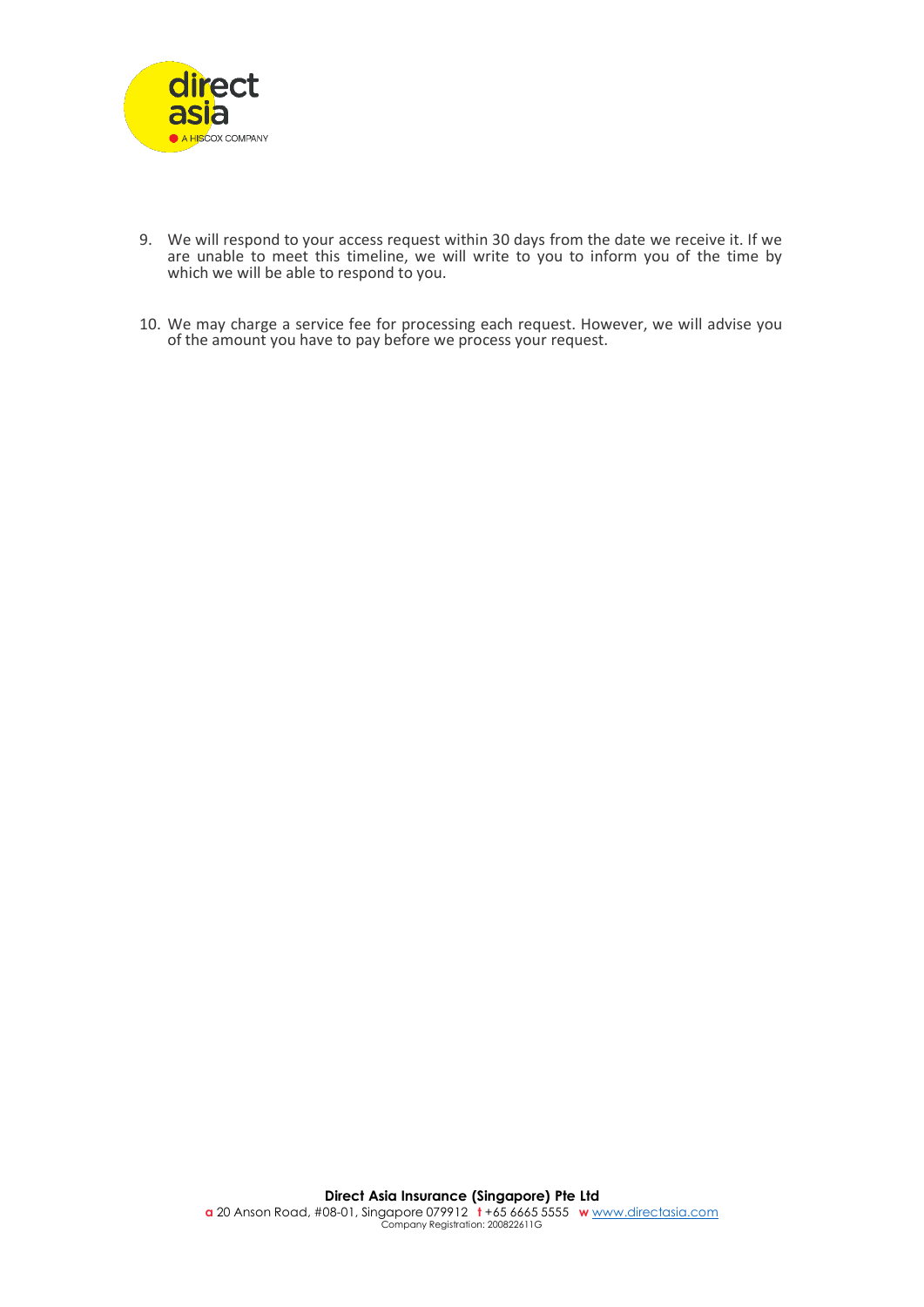9. We will respond to your access request within 30 days from the date we receive it. If we are unable to meet this timeline, we will write to you to inform you of the time by which we will be able to respond to you.

10. We may charge a service fee for processing each request. However, we will advise you of the amount you have to pay before we process your request.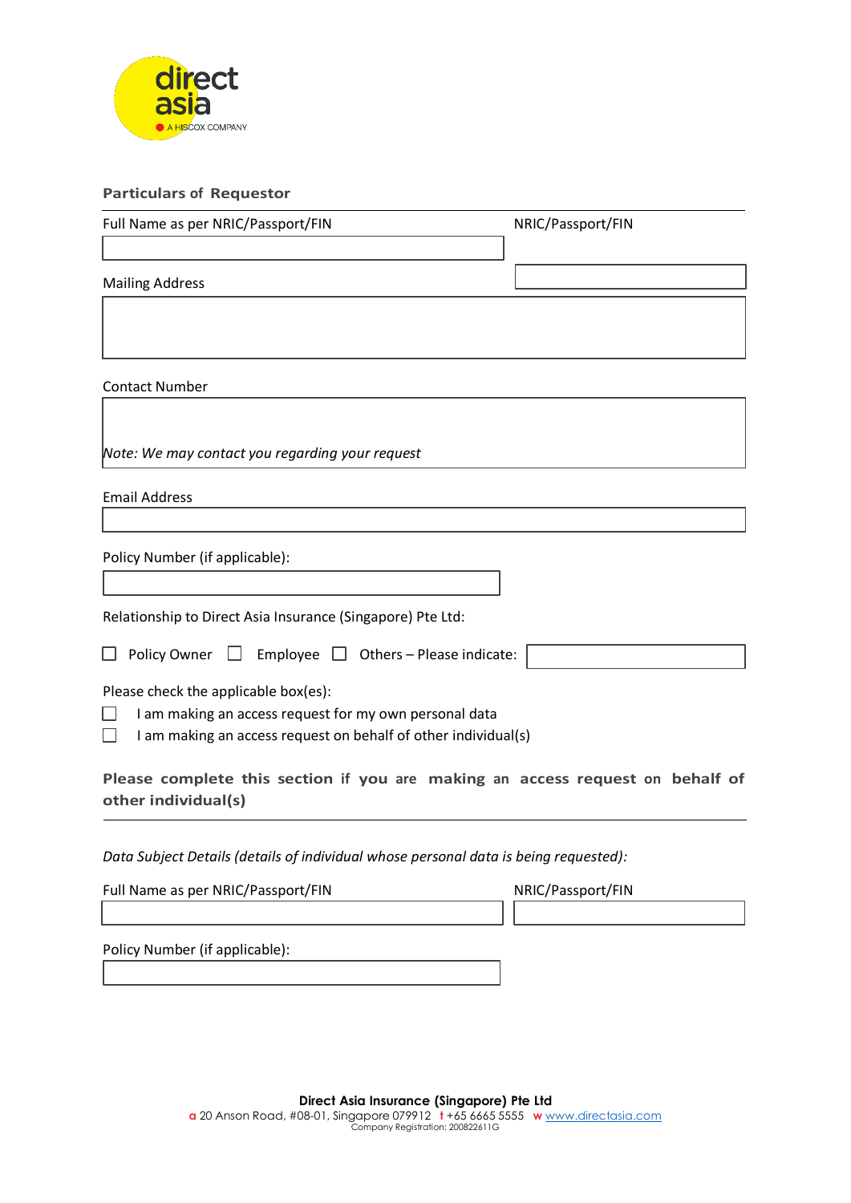## Particulars of Requestor

Full Name as per NRIC/Passport/FIN

NRIC/Passport/FIN

Mailing Address

Contact Number

*Note: We may contact you regarding your request*

Email Address

Policy Number (if applicable):

Relationship to Direct Asia Insurance (Singapore) Pte Ltd:

☐ Policy Owner ☐ Employee ☐ Others – Please indicate:

Please check the applicable box(es):

☐ I am making an access request for my own personal data

☐ I am making an access request on behalf of other individual(s)

## Please complete this section if you are making an access request on behalf of other individual(s)

*Data Subject Details (details of individual whose personal data is being requested):*

Full Name as per NRIC/Passport/FIN

NRIC/Passport/FIN

Policy Number (if applicable):

**Direct Asia Insurance (Singapore) Pte Ltd**
a 20 Anson Road, #08-01, Singapore 079912 t +65 6665 5555 w www.directasia.com
Company Registration: 200822611G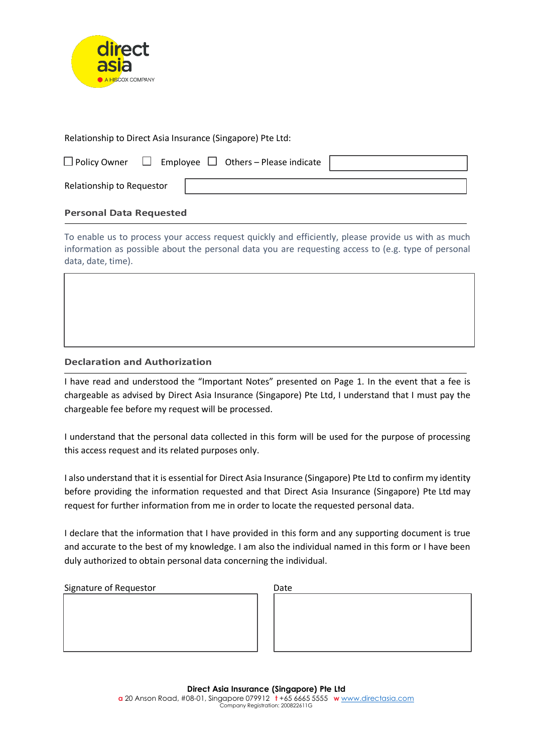Relationship to Direct Asia Insurance (Singapore) Pte Ltd:

☐ Policy Owner ☐ Employee ☐ Others – Please indicate

Relationship to Requestor

## Personal Data Requested

To enable us to process your access request quickly and efficiently, please provide us with as much information as possible about the personal data you are requesting access to (e.g. type of personal data, date, time).

## Declaration and Authorization

I have read and understood the "Important Notes" presented on Page 1. In the event that a fee is chargeable as advised by Direct Asia Insurance (Singapore) Pte Ltd, I understand that I must pay the chargeable fee before my request will be processed.

I understand that the personal data collected in this form will be used for the purpose of processing this access request and its related purposes only.

I also understand that it is essential for Direct Asia Insurance (Singapore) Pte Ltd to confirm my identity before providing the information requested and that Direct Asia Insurance (Singapore) Pte Ltd may request for further information from me in order to locate the requested personal data.

I declare that the information that I have provided in this form and any supporting document is true and accurate to the best of my knowledge. I am also the individual named in this form or I have been duly authorized to obtain personal data concerning the individual.

Signature of Requestor

Date

**Direct Asia Insurance (Singapore) Pte Ltd**
a 20 Anson Road, #08-01, Singapore 079912 t +65 6665 5555 w www.directasia.com
Company Registration: 200822611G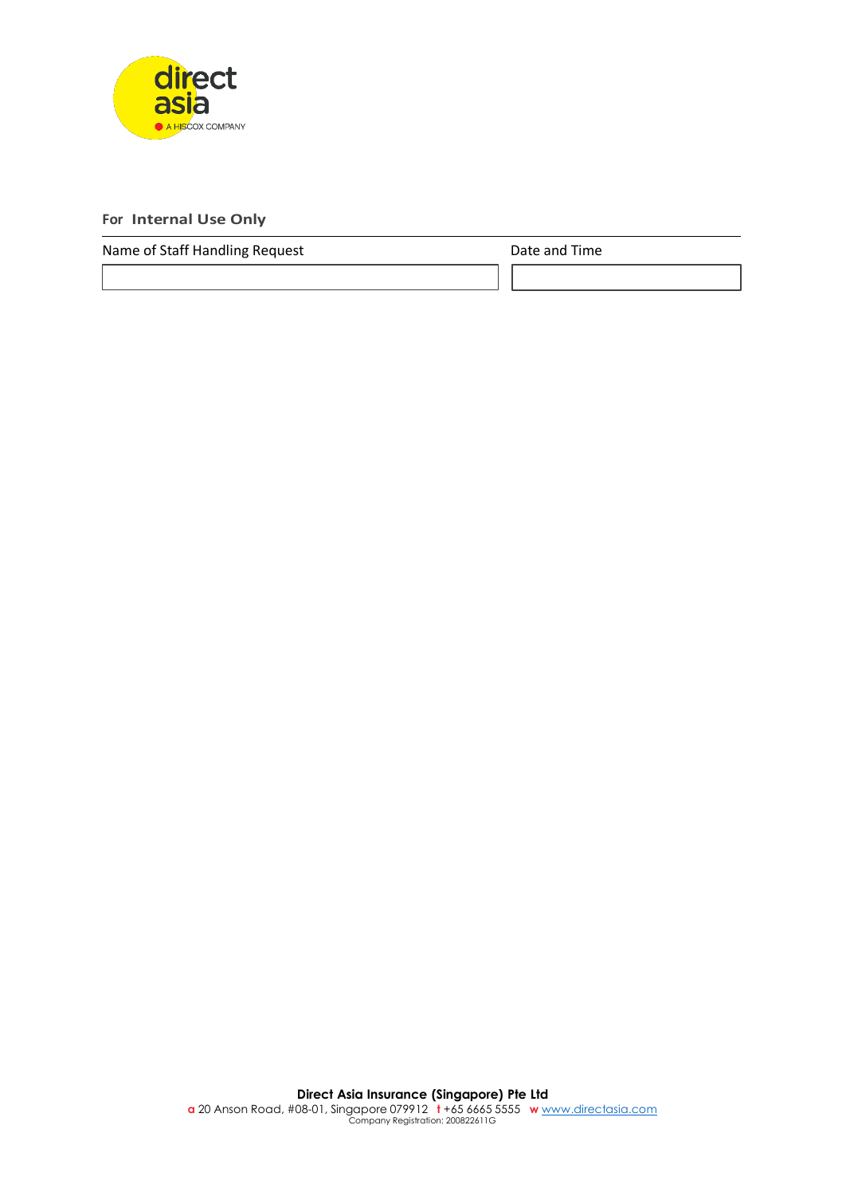## For Internal Use Only

| Name of Staff Handling Request | Date and Time |
|---|---|
| | |

**Direct Asia Insurance (Singapore) Pte Ltd**
**a** 20 Anson Road, #08-01, Singapore 079912 **t** +65 6665 5555 **w** www.directasia.com
Company Registration: 200822611G